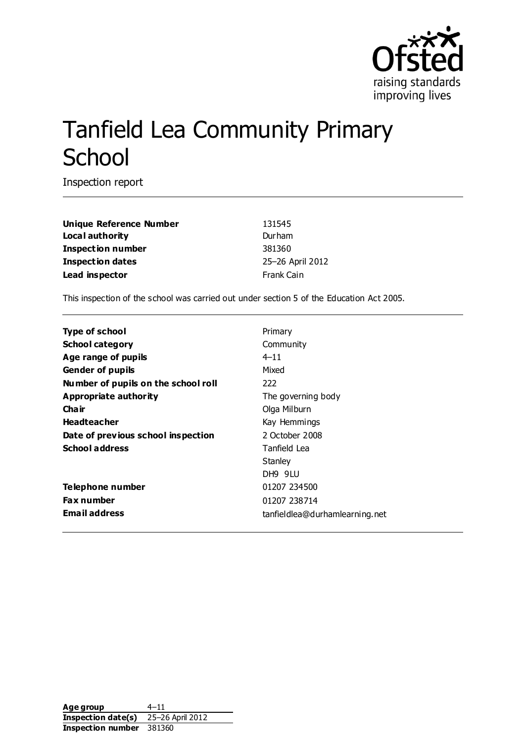Ofsted
raising standards
improving lives

# Tanfield Lea Community Primary School

Inspection report

| | |
|---|---|
| **Unique Reference Number** | 131545 |
| **Local authority** | Durham |
| **Inspection number** | 381360 |
| **Inspection dates** | 25–26 April 2012 |
| **Lead inspector** | Frank Cain |

This inspection of the school was carried out under section 5 of the Education Act 2005.

| | |
|---|---|
| **Type of school** | Primary |
| **School category** | Community |
| **Age range of pupils** | 4–11 |
| **Gender of pupils** | Mixed |
| **Number of pupils on the school roll** | 222 |
| **Appropriate authority** | The governing body |
| **Chair** | Olga Milburn |
| **Headteacher** | Kay Hemmings |
| **Date of previous school inspection** | 2 October 2008 |
| **School address** | Tanfield Lea<br>Stanley<br>DH9 9LU |
| **Telephone number** | 01207 234500 |
| **Fax number** | 01207 238714 |
| **Email address** | tanfieldlea@durhamlearning.net |

| | |
|---|---|
| **Age group** | 4–11 |
| **Inspection date(s)** | 25–26 April 2012 |
| **Inspection number** | 381360 |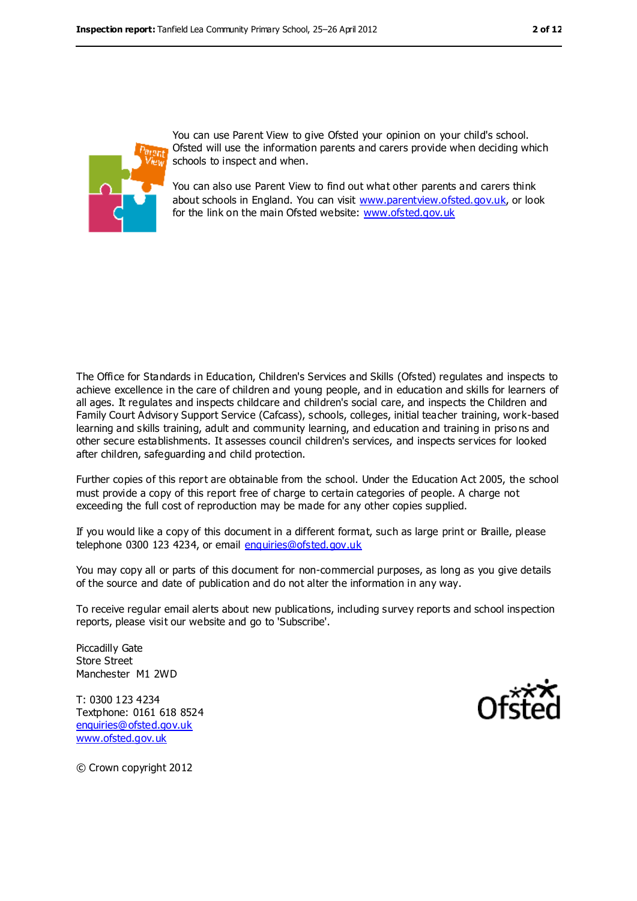You can use Parent View to give Ofsted your opinion on your child's school. Ofsted will use the information parents and carers provide when deciding which schools to inspect and when.

You can also use Parent View to find out what other parents and carers think about schools in England. You can visit www.parentview.ofsted.gov.uk, or look for the link on the main Ofsted website: www.ofsted.gov.uk

The Office for Standards in Education, Children's Services and Skills (Ofsted) regulates and inspects to achieve excellence in the care of children and young people, and in education and skills for learners of all ages. It regulates and inspects childcare and children's social care, and inspects the Children and Family Court Advisory Support Service (Cafcass), schools, colleges, initial teacher training, work-based learning and skills training, adult and community learning, and education and training in prisons and other secure establishments. It assesses council children's services, and inspects services for looked after children, safeguarding and child protection.

Further copies of this report are obtainable from the school. Under the Education Act 2005, the school must provide a copy of this report free of charge to certain categories of people. A charge not exceeding the full cost of reproduction may be made for any other copies supplied.

If you would like a copy of this document in a different format, such as large print or Braille, please telephone 0300 123 4234, or email enquiries@ofsted.gov.uk

You may copy all or parts of this document for non-commercial purposes, as long as you give details of the source and date of publication and do not alter the information in any way.

To receive regular email alerts about new publications, including survey reports and school inspection reports, please visit our website and go to 'Subscribe'.

Piccadilly Gate  
Store Street  
Manchester M1 2WD

T: 0300 123 4234  
Textphone: 0161 618 8524  
enquiries@ofsted.gov.uk  
www.ofsted.gov.uk

© Crown copyright 2012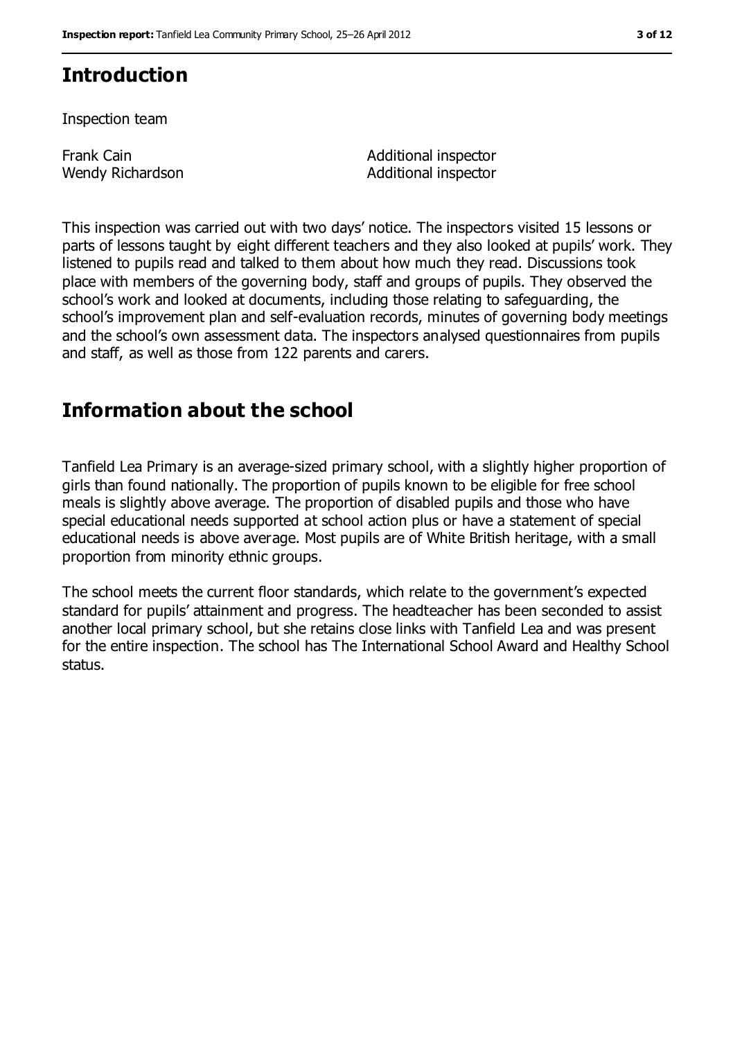## Introduction

Inspection team

| | |
|---|---|
| Frank Cain | Additional inspector |
| Wendy Richardson | Additional inspector |

This inspection was carried out with two days' notice. The inspectors visited 15 lessons or parts of lessons taught by eight different teachers and they also looked at pupils' work. They listened to pupils read and talked to them about how much they read. Discussions took place with members of the governing body, staff and groups of pupils. They observed the school's work and looked at documents, including those relating to safeguarding, the school's improvement plan and self-evaluation records, minutes of governing body meetings and the school's own assessment data. The inspectors analysed questionnaires from pupils and staff, as well as those from 122 parents and carers.

## Information about the school

Tanfield Lea Primary is an average-sized primary school, with a slightly higher proportion of girls than found nationally. The proportion of pupils known to be eligible for free school meals is slightly above average. The proportion of disabled pupils and those who have special educational needs supported at school action plus or have a statement of special educational needs is above average. Most pupils are of White British heritage, with a small proportion from minority ethnic groups.

The school meets the current floor standards, which relate to the government's expected standard for pupils' attainment and progress. The headteacher has been seconded to assist another local primary school, but she retains close links with Tanfield Lea and was present for the entire inspection. The school has The International School Award and Healthy School status.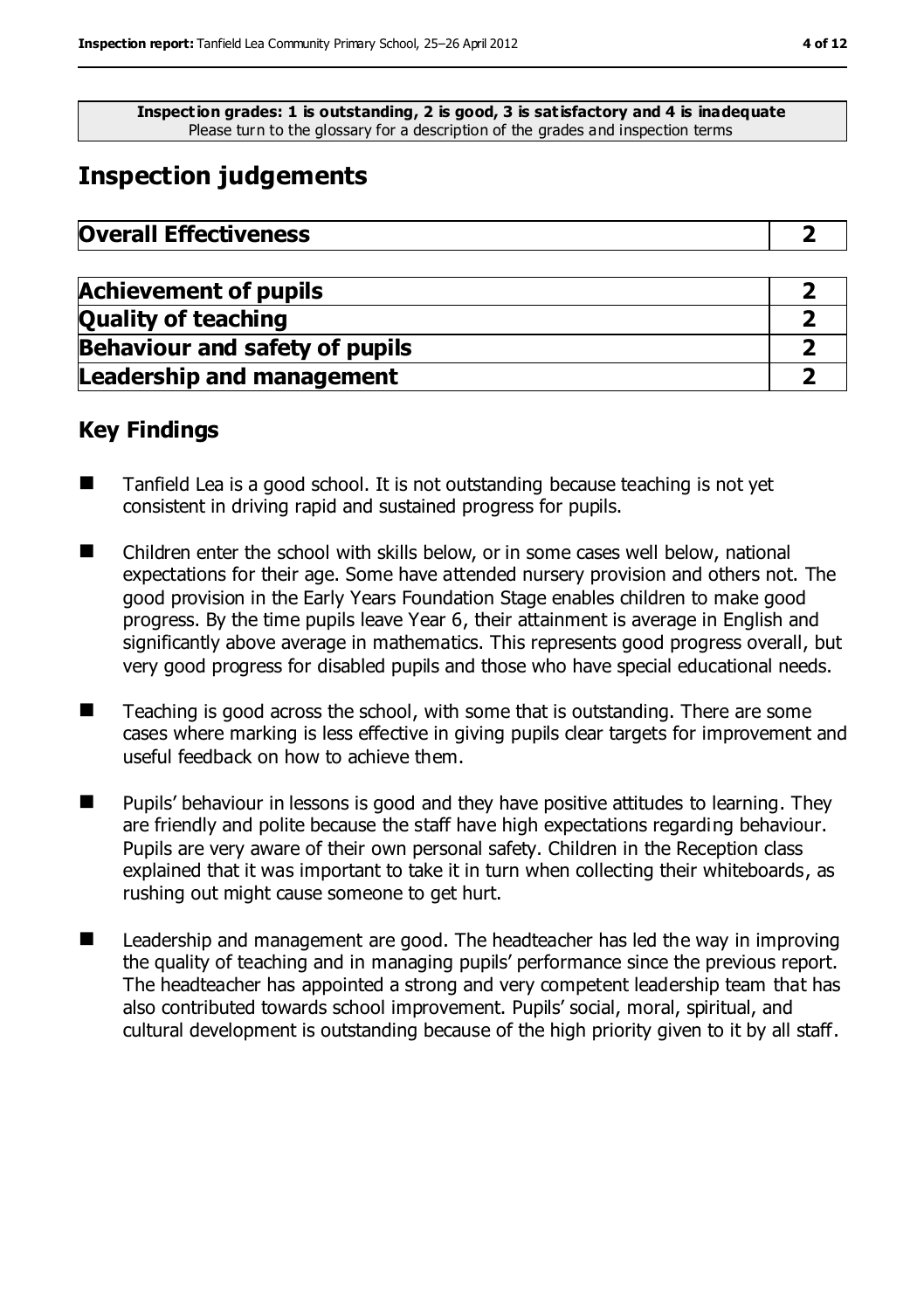**Inspection grades: 1 is outstanding, 2 is good, 3 is satisfactory and 4 is inadequate**
Please turn to the glossary for a description of the grades and inspection terms

# Inspection judgements

| Overall Effectiveness | 2 |
|---|---|

| Achievement of pupils | 2 |
|---|---|
| Quality of teaching | 2 |
| Behaviour and safety of pupils | 2 |
| Leadership and management | 2 |

## Key Findings

- Tanfield Lea is a good school. It is not outstanding because teaching is not yet consistent in driving rapid and sustained progress for pupils.
- Children enter the school with skills below, or in some cases well below, national expectations for their age. Some have attended nursery provision and others not. The good provision in the Early Years Foundation Stage enables children to make good progress. By the time pupils leave Year 6, their attainment is average in English and significantly above average in mathematics. This represents good progress overall, but very good progress for disabled pupils and those who have special educational needs.
- Teaching is good across the school, with some that is outstanding. There are some cases where marking is less effective in giving pupils clear targets for improvement and useful feedback on how to achieve them.
- Pupils' behaviour in lessons is good and they have positive attitudes to learning. They are friendly and polite because the staff have high expectations regarding behaviour. Pupils are very aware of their own personal safety. Children in the Reception class explained that it was important to take it in turn when collecting their whiteboards, as rushing out might cause someone to get hurt.
- Leadership and management are good. The headteacher has led the way in improving the quality of teaching and in managing pupils' performance since the previous report. The headteacher has appointed a strong and very competent leadership team that has also contributed towards school improvement. Pupils' social, moral, spiritual, and cultural development is outstanding because of the high priority given to it by all staff.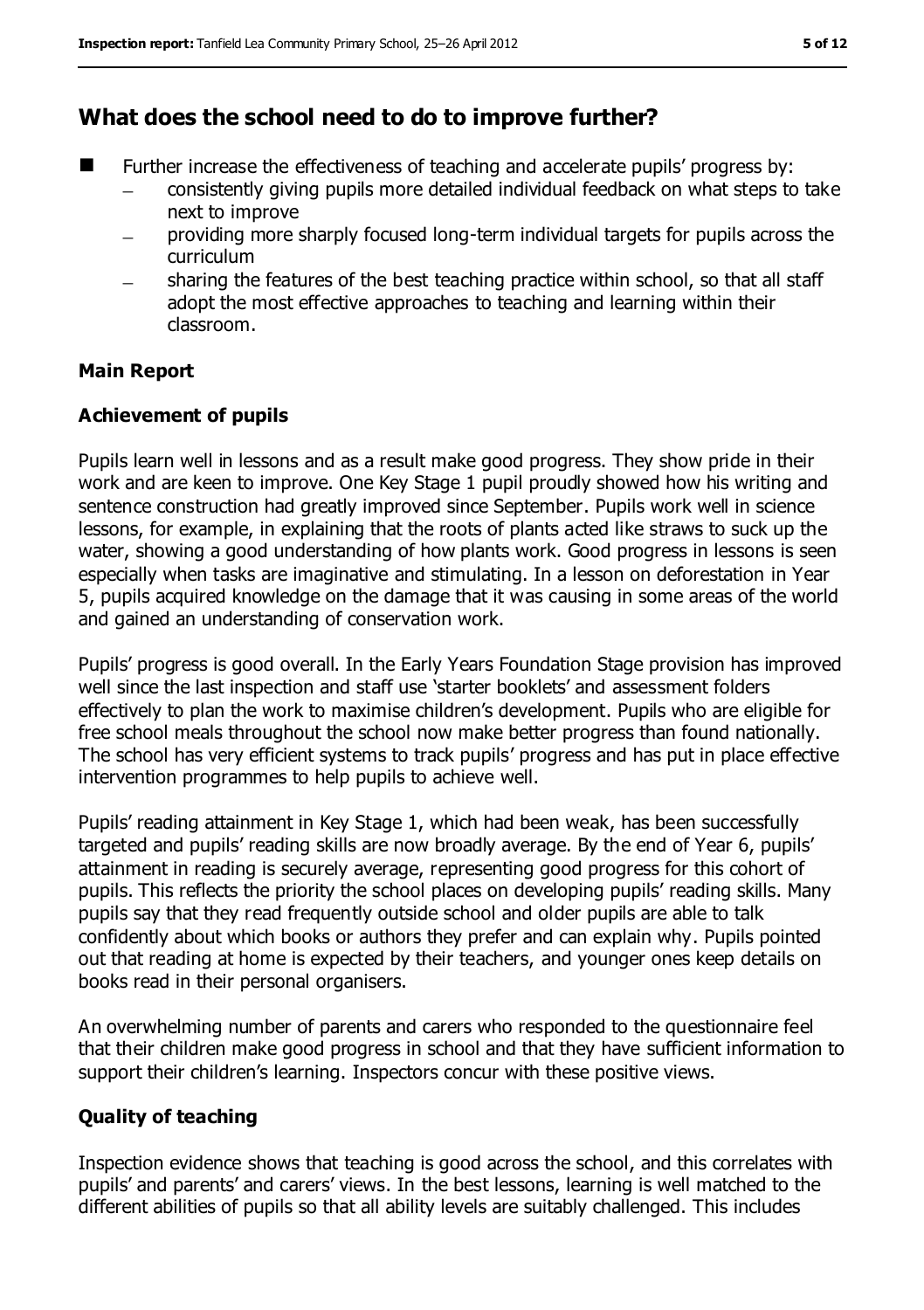## What does the school need to do to improve further?

- Further increase the effectiveness of teaching and accelerate pupils' progress by:
  - consistently giving pupils more detailed individual feedback on what steps to take next to improve
  - providing more sharply focused long-term individual targets for pupils across the curriculum
  - sharing the features of the best teaching practice within school, so that all staff adopt the most effective approaches to teaching and learning within their classroom.

### Main Report

### Achievement of pupils

Pupils learn well in lessons and as a result make good progress. They show pride in their work and are keen to improve. One Key Stage 1 pupil proudly showed how his writing and sentence construction had greatly improved since September. Pupils work well in science lessons, for example, in explaining that the roots of plants acted like straws to suck up the water, showing a good understanding of how plants work. Good progress in lessons is seen especially when tasks are imaginative and stimulating. In a lesson on deforestation in Year 5, pupils acquired knowledge on the damage that it was causing in some areas of the world and gained an understanding of conservation work.

Pupils' progress is good overall. In the Early Years Foundation Stage provision has improved well since the last inspection and staff use 'starter booklets' and assessment folders effectively to plan the work to maximise children's development. Pupils who are eligible for free school meals throughout the school now make better progress than found nationally. The school has very efficient systems to track pupils' progress and has put in place effective intervention programmes to help pupils to achieve well.

Pupils' reading attainment in Key Stage 1, which had been weak, has been successfully targeted and pupils' reading skills are now broadly average. By the end of Year 6, pupils' attainment in reading is securely average, representing good progress for this cohort of pupils. This reflects the priority the school places on developing pupils' reading skills. Many pupils say that they read frequently outside school and older pupils are able to talk confidently about which books or authors they prefer and can explain why. Pupils pointed out that reading at home is expected by their teachers, and younger ones keep details on books read in their personal organisers.

An overwhelming number of parents and carers who responded to the questionnaire feel that their children make good progress in school and that they have sufficient information to support their children's learning. Inspectors concur with these positive views.

### Quality of teaching

Inspection evidence shows that teaching is good across the school, and this correlates with pupils' and parents' and carers' views. In the best lessons, learning is well matched to the different abilities of pupils so that all ability levels are suitably challenged. This includes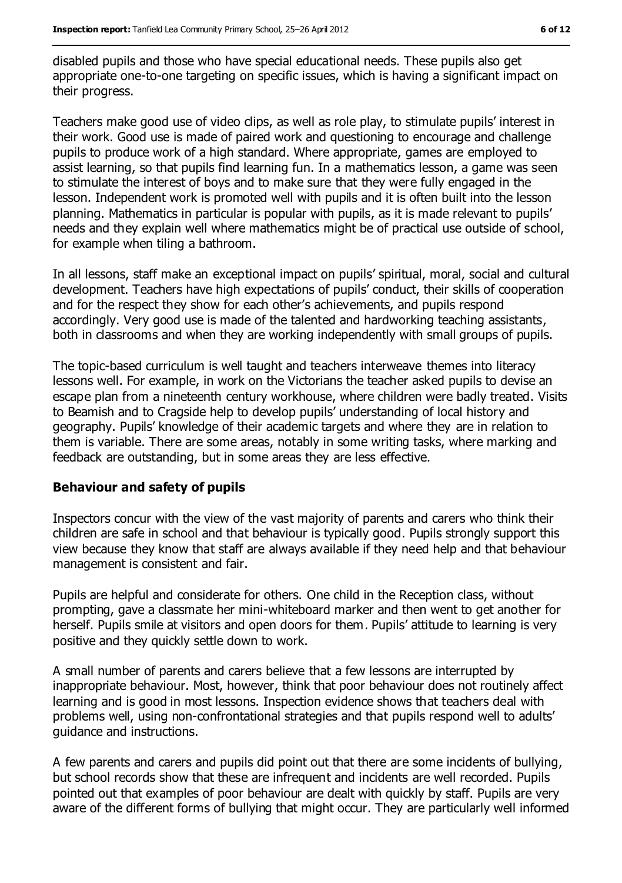disabled pupils and those who have special educational needs. These pupils also get appropriate one-to-one targeting on specific issues, which is having a significant impact on their progress.

Teachers make good use of video clips, as well as role play, to stimulate pupils' interest in their work. Good use is made of paired work and questioning to encourage and challenge pupils to produce work of a high standard. Where appropriate, games are employed to assist learning, so that pupils find learning fun. In a mathematics lesson, a game was seen to stimulate the interest of boys and to make sure that they were fully engaged in the lesson. Independent work is promoted well with pupils and it is often built into the lesson planning. Mathematics in particular is popular with pupils, as it is made relevant to pupils' needs and they explain well where mathematics might be of practical use outside of school, for example when tiling a bathroom.

In all lessons, staff make an exceptional impact on pupils' spiritual, moral, social and cultural development. Teachers have high expectations of pupils' conduct, their skills of cooperation and for the respect they show for each other's achievements, and pupils respond accordingly. Very good use is made of the talented and hardworking teaching assistants, both in classrooms and when they are working independently with small groups of pupils.

The topic-based curriculum is well taught and teachers interweave themes into literacy lessons well. For example, in work on the Victorians the teacher asked pupils to devise an escape plan from a nineteenth century workhouse, where children were badly treated. Visits to Beamish and to Cragside help to develop pupils' understanding of local history and geography. Pupils' knowledge of their academic targets and where they are in relation to them is variable. There are some areas, notably in some writing tasks, where marking and feedback are outstanding, but in some areas they are less effective.

**Behaviour and safety of pupils**

Inspectors concur with the view of the vast majority of parents and carers who think their children are safe in school and that behaviour is typically good. Pupils strongly support this view because they know that staff are always available if they need help and that behaviour management is consistent and fair.

Pupils are helpful and considerate for others. One child in the Reception class, without prompting, gave a classmate her mini-whiteboard marker and then went to get another for herself. Pupils smile at visitors and open doors for them. Pupils' attitude to learning is very positive and they quickly settle down to work.

A small number of parents and carers believe that a few lessons are interrupted by inappropriate behaviour. Most, however, think that poor behaviour does not routinely affect learning and is good in most lessons. Inspection evidence shows that teachers deal with problems well, using non-confrontational strategies and that pupils respond well to adults' guidance and instructions.

A few parents and carers and pupils did point out that there are some incidents of bullying, but school records show that these are infrequent and incidents are well recorded. Pupils pointed out that examples of poor behaviour are dealt with quickly by staff. Pupils are very aware of the different forms of bullying that might occur. They are particularly well informed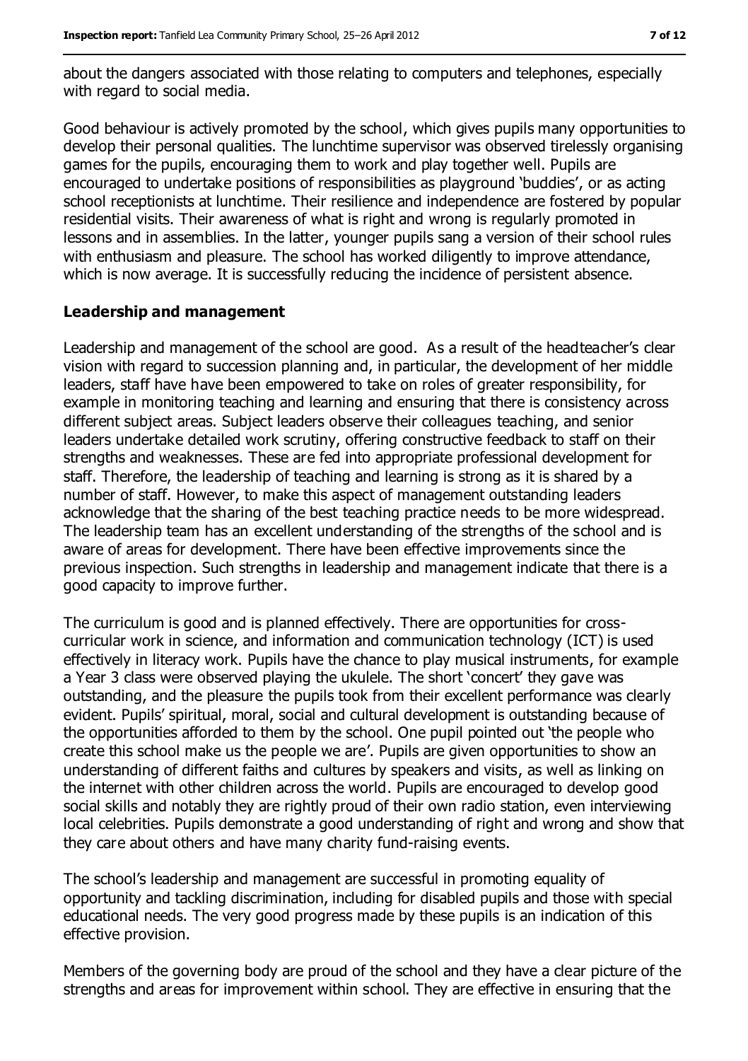about the dangers associated with those relating to computers and telephones, especially with regard to social media.

Good behaviour is actively promoted by the school, which gives pupils many opportunities to develop their personal qualities. The lunchtime supervisor was observed tirelessly organising games for the pupils, encouraging them to work and play together well. Pupils are encouraged to undertake positions of responsibilities as playground 'buddies', or as acting school receptionists at lunchtime. Their resilience and independence are fostered by popular residential visits. Their awareness of what is right and wrong is regularly promoted in lessons and in assemblies. In the latter, younger pupils sang a version of their school rules with enthusiasm and pleasure. The school has worked diligently to improve attendance, which is now average. It is successfully reducing the incidence of persistent absence.

### Leadership and management

Leadership and management of the school are good. As a result of the headteacher's clear vision with regard to succession planning and, in particular, the development of her middle leaders, staff have have been empowered to take on roles of greater responsibility, for example in monitoring teaching and learning and ensuring that there is consistency across different subject areas. Subject leaders observe their colleagues teaching, and senior leaders undertake detailed work scrutiny, offering constructive feedback to staff on their strengths and weaknesses. These are fed into appropriate professional development for staff. Therefore, the leadership of teaching and learning is strong as it is shared by a number of staff. However, to make this aspect of management outstanding leaders acknowledge that the sharing of the best teaching practice needs to be more widespread. The leadership team has an excellent understanding of the strengths of the school and is aware of areas for development. There have been effective improvements since the previous inspection. Such strengths in leadership and management indicate that there is a good capacity to improve further.

The curriculum is good and is planned effectively. There are opportunities for cross-curricular work in science, and information and communication technology (ICT) is used effectively in literacy work. Pupils have the chance to play musical instruments, for example a Year 3 class were observed playing the ukulele. The short 'concert' they gave was outstanding, and the pleasure the pupils took from their excellent performance was clearly evident. Pupils' spiritual, moral, social and cultural development is outstanding because of the opportunities afforded to them by the school. One pupil pointed out 'the people who create this school make us the people we are'. Pupils are given opportunities to show an understanding of different faiths and cultures by speakers and visits, as well as linking on the internet with other children across the world. Pupils are encouraged to develop good social skills and notably they are rightly proud of their own radio station, even interviewing local celebrities. Pupils demonstrate a good understanding of right and wrong and show that they care about others and have many charity fund-raising events.

The school's leadership and management are successful in promoting equality of opportunity and tackling discrimination, including for disabled pupils and those with special educational needs. The very good progress made by these pupils is an indication of this effective provision.

Members of the governing body are proud of the school and they have a clear picture of the strengths and areas for improvement within school. They are effective in ensuring that the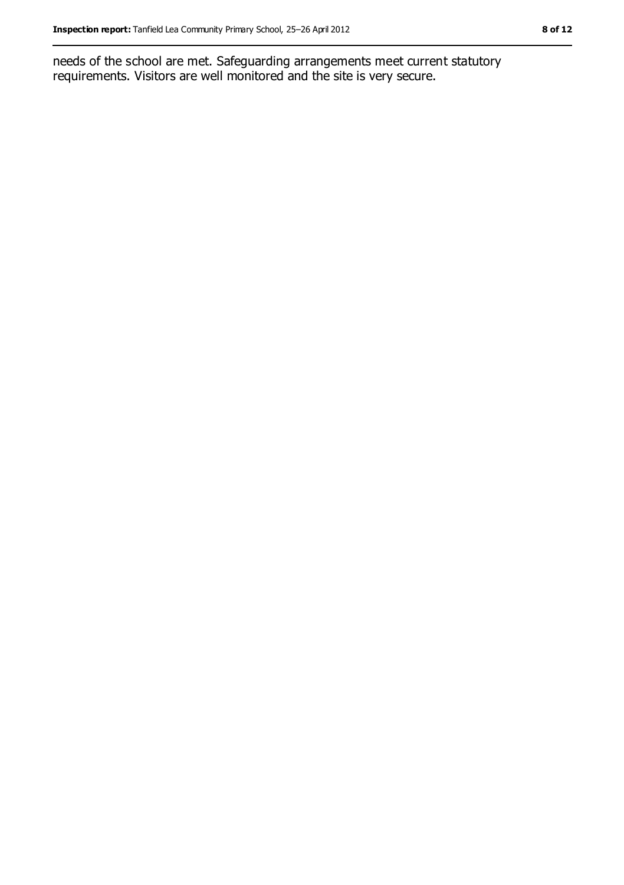needs of the school are met. Safeguarding arrangements meet current statutory requirements. Visitors are well monitored and the site is very secure.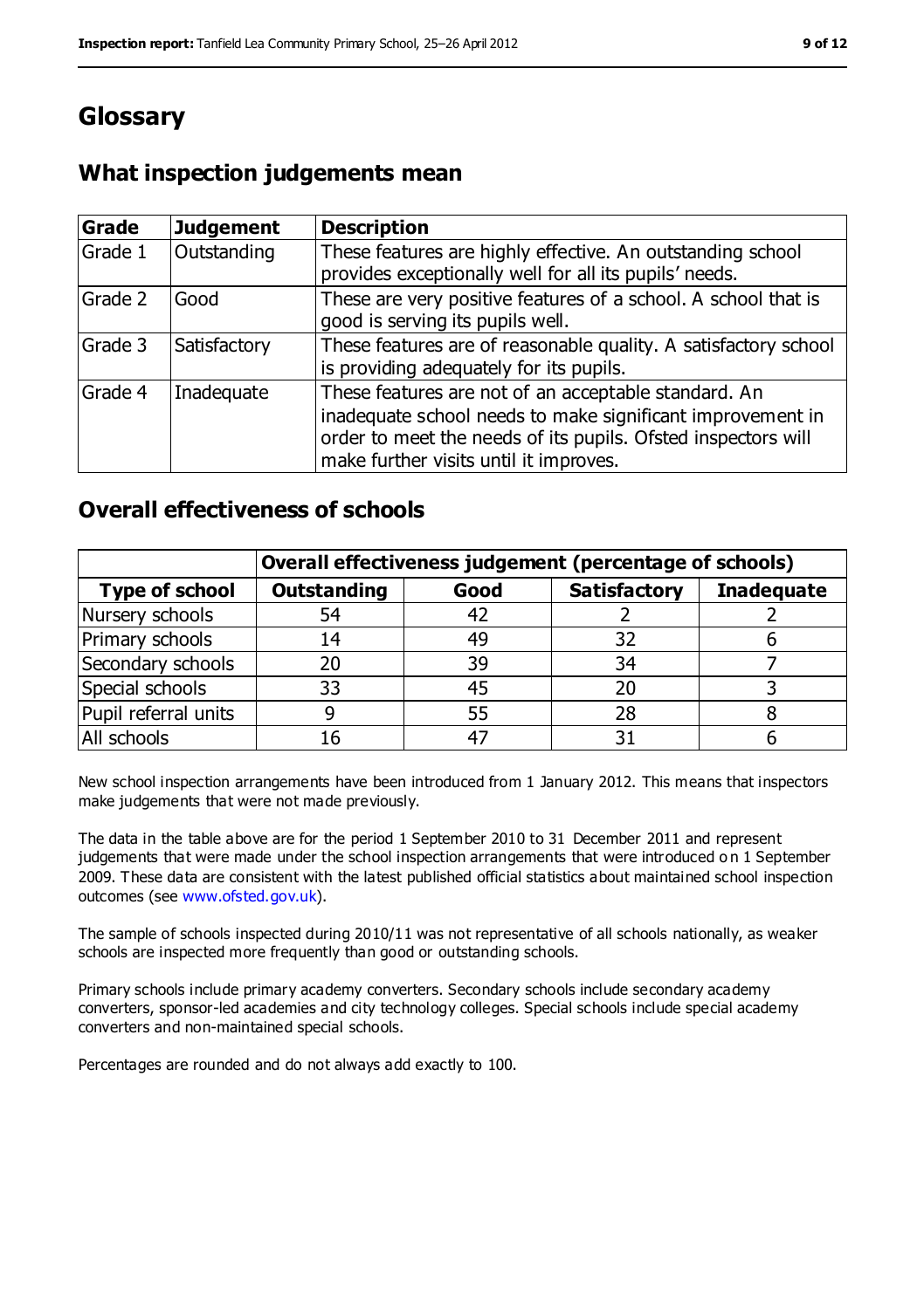# Glossary

## What inspection judgements mean

| Grade | Judgement | Description |
|---|---|---|
| Grade 1 | Outstanding | These features are highly effective. An outstanding school provides exceptionally well for all its pupils' needs. |
| Grade 2 | Good | These are very positive features of a school. A school that is good is serving its pupils well. |
| Grade 3 | Satisfactory | These features are of reasonable quality. A satisfactory school is providing adequately for its pupils. |
| Grade 4 | Inadequate | These features are not of an acceptable standard. An inadequate school needs to make significant improvement in order to meet the needs of its pupils. Ofsted inspectors will make further visits until it improves. |

## Overall effectiveness of schools

| | Overall effectiveness judgement (percentage of schools) | | | |
|---|---|---|---|---|
| **Type of school** | **Outstanding** | **Good** | **Satisfactory** | **Inadequate** |
| Nursery schools | 54 | 42 | 2 | 2 |
| Primary schools | 14 | 49 | 32 | 6 |
| Secondary schools | 20 | 39 | 34 | 7 |
| Special schools | 33 | 45 | 20 | 3 |
| Pupil referral units | 9 | 55 | 28 | 8 |
| All schools | 16 | 47 | 31 | 6 |

New school inspection arrangements have been introduced from 1 January 2012. This means that inspectors make judgements that were not made previously.

The data in the table above are for the period 1 September 2010 to 31 December 2011 and represent judgements that were made under the school inspection arrangements that were introduced on 1 September 2009. These data are consistent with the latest published official statistics about maintained school inspection outcomes (see www.ofsted.gov.uk).

The sample of schools inspected during 2010/11 was not representative of all schools nationally, as weaker schools are inspected more frequently than good or outstanding schools.

Primary schools include primary academy converters. Secondary schools include secondary academy converters, sponsor-led academies and city technology colleges. Special schools include special academy converters and non-maintained special schools.

Percentages are rounded and do not always add exactly to 100.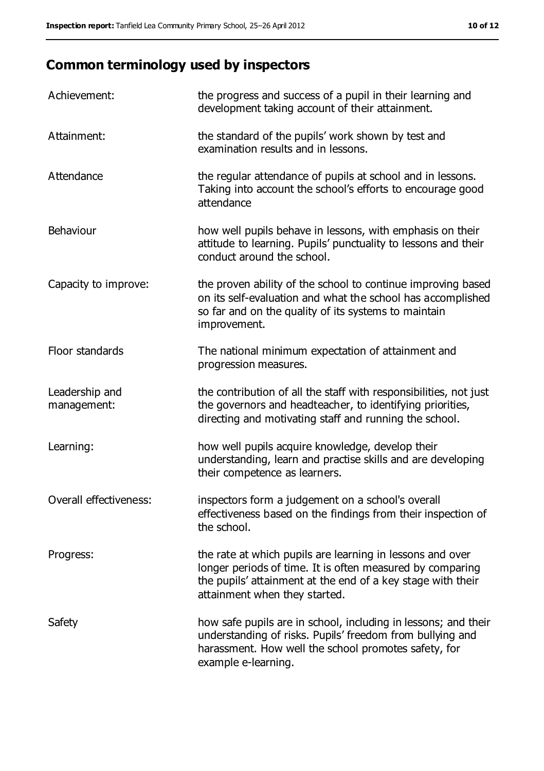## Common terminology used by inspectors

| | |
|---|---|
| Achievement: | the progress and success of a pupil in their learning and development taking account of their attainment. |
| Attainment: | the standard of the pupils' work shown by test and examination results and in lessons. |
| Attendance | the regular attendance of pupils at school and in lessons. Taking into account the school's efforts to encourage good attendance |
| Behaviour | how well pupils behave in lessons, with emphasis on their attitude to learning. Pupils' punctuality to lessons and their conduct around the school. |
| Capacity to improve: | the proven ability of the school to continue improving based on its self-evaluation and what the school has accomplished so far and on the quality of its systems to maintain improvement. |
| Floor standards | The national minimum expectation of attainment and progression measures. |
| Leadership and management: | the contribution of all the staff with responsibilities, not just the governors and headteacher, to identifying priorities, directing and motivating staff and running the school. |
| Learning: | how well pupils acquire knowledge, develop their understanding, learn and practise skills and are developing their competence as learners. |
| Overall effectiveness: | inspectors form a judgement on a school's overall effectiveness based on the findings from their inspection of the school. |
| Progress: | the rate at which pupils are learning in lessons and over longer periods of time. It is often measured by comparing the pupils' attainment at the end of a key stage with their attainment when they started. |
| Safety | how safe pupils are in school, including in lessons; and their understanding of risks. Pupils' freedom from bullying and harassment. How well the school promotes safety, for example e-learning. |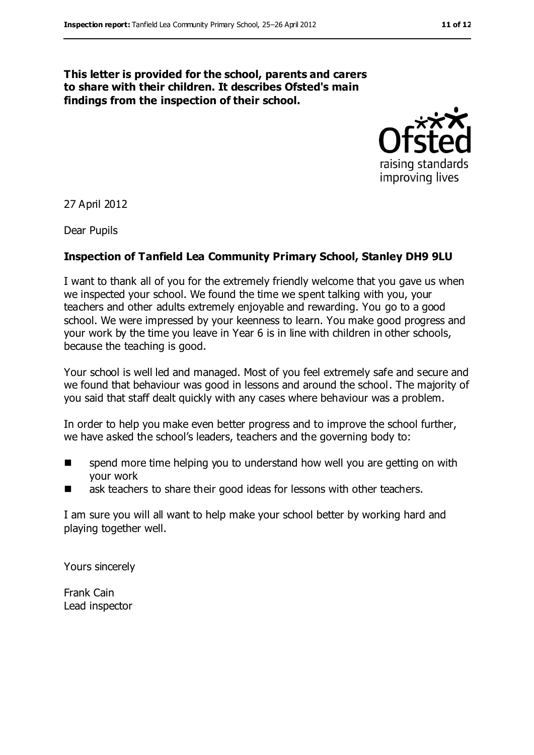**This letter is provided for the school, parents and carers to share with their children. It describes Ofsted's main findings from the inspection of their school.**

27 April 2012

Dear Pupils

**Inspection of Tanfield Lea Community Primary School, Stanley DH9 9LU**

I want to thank all of you for the extremely friendly welcome that you gave us when we inspected your school. We found the time we spent talking with you, your teachers and other adults extremely enjoyable and rewarding. You go to a good school. We were impressed by your keenness to learn. You make good progress and your work by the time you leave in Year 6 is in line with children in other schools, because the teaching is good.

Your school is well led and managed. Most of you feel extremely safe and secure and we found that behaviour was good in lessons and around the school. The majority of you said that staff dealt quickly with any cases where behaviour was a problem.

In order to help you make even better progress and to improve the school further, we have asked the school's leaders, teachers and the governing body to:

- spend more time helping you to understand how well you are getting on with your work
- ask teachers to share their good ideas for lessons with other teachers.

I am sure you will all want to help make your school better by working hard and playing together well.

Yours sincerely

Frank Cain
Lead inspector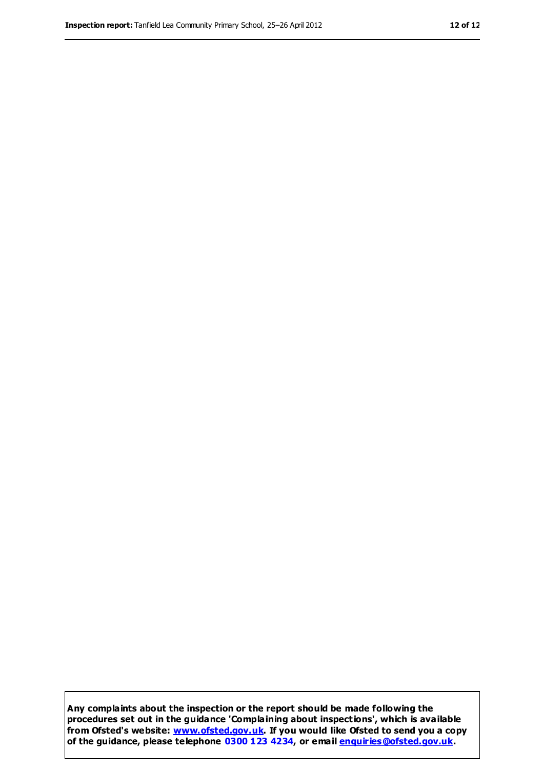**Any complaints about the inspection or the report should be made following the procedures set out in the guidance 'Complaining about inspections', which is available from Ofsted's website: [www.ofsted.gov.uk](http://www.ofsted.gov.uk). If you would like Ofsted to send you a copy of the guidance, please telephone 0300 123 4234, or email [enquiries@ofsted.gov.uk](mailto:enquiries@ofsted.gov.uk).**